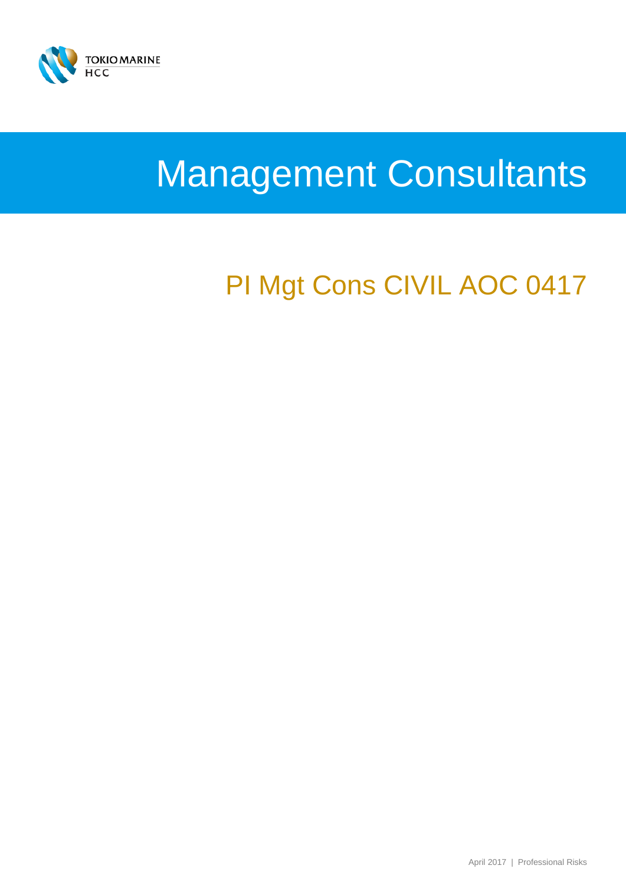TOKIO MARINE HCC

# Management Consultants

## PI Mgt Cons CIVIL AOC 0417

April 2017 | Professional Risks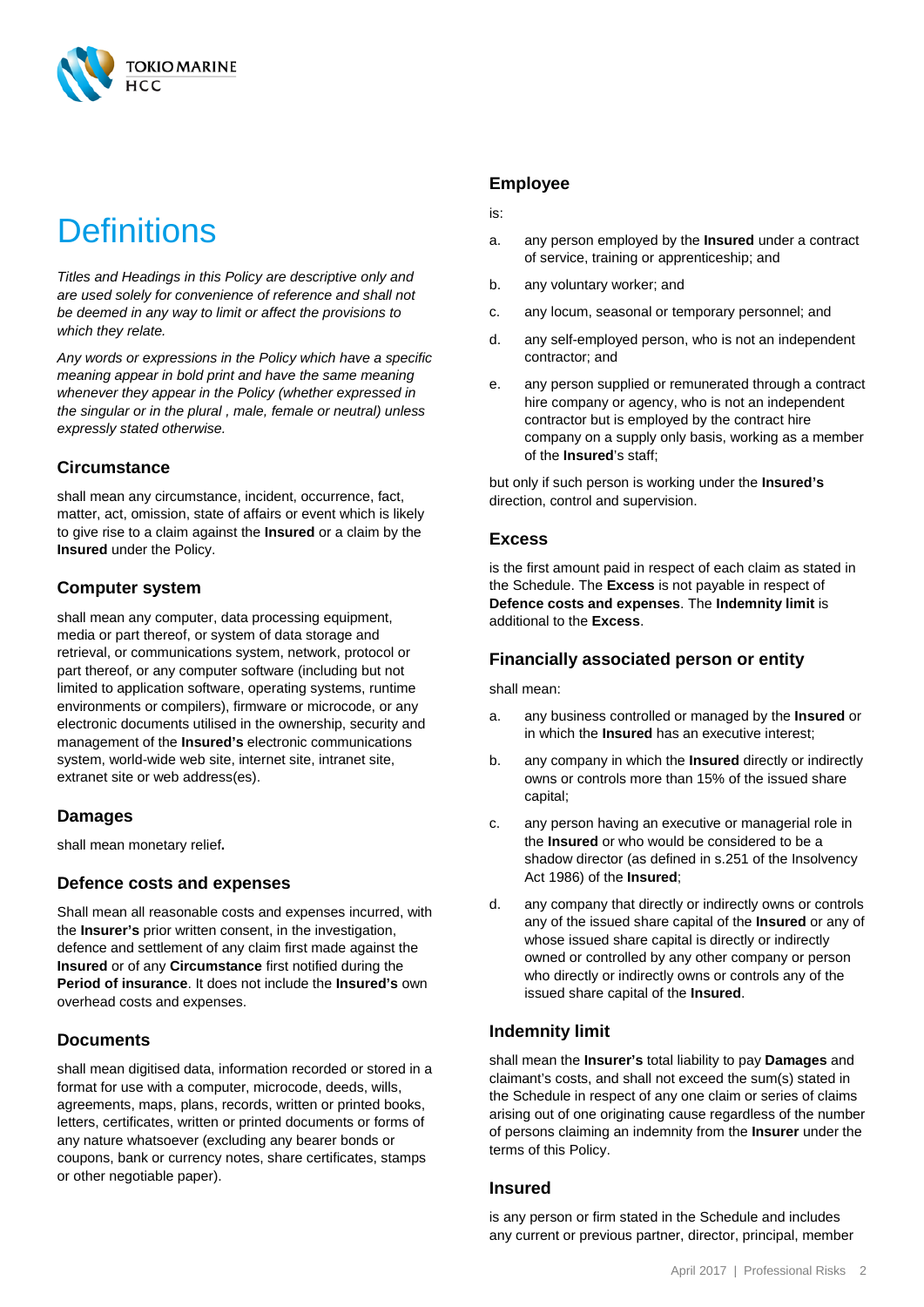# Definitions

*Titles and Headings in this Policy are descriptive only and are used solely for convenience of reference and shall not be deemed in any way to limit or affect the provisions to which they relate.*

*Any words or expressions in the Policy which have a specific meaning appear in bold print and have the same meaning whenever they appear in the Policy (whether expressed in the singular or in the plural , male, female or neutral) unless expressly stated otherwise.*

### Circumstance

shall mean any circumstance, incident, occurrence, fact, matter, act, omission, state of affairs or event which is likely to give rise to a claim against the **Insured** or a claim by the **Insured** under the Policy.

### Computer system

shall mean any computer, data processing equipment, media or part thereof, or system of data storage and retrieval, or communications system, network, protocol or part thereof, or any computer software (including but not limited to application software, operating systems, runtime environments or compilers), firmware or microcode, or any electronic documents utilised in the ownership, security and management of the **Insured's** electronic communications system, world-wide web site, internet site, intranet site, extranet site or web address(es).

### Damages

shall mean monetary relief**.**

### Defence costs and expenses

Shall mean all reasonable costs and expenses incurred, with the **Insurer's** prior written consent, in the investigation, defence and settlement of any claim first made against the **Insured** or of any **Circumstance** first notified during the **Period of insurance**. It does not include the **Insured's** own overhead costs and expenses.

### Documents

shall mean digitised data, information recorded or stored in a format for use with a computer, microcode, deeds, wills, agreements, maps, plans, records, written or printed books, letters, certificates, written or printed documents or forms of any nature whatsoever (excluding any bearer bonds or coupons, bank or currency notes, share certificates, stamps or other negotiable paper).

### Employee

is:

a. any person employed by the **Insured** under a contract of service, training or apprenticeship; and

b. any voluntary worker; and

c. any locum, seasonal or temporary personnel; and

d. any self-employed person, who is not an independent contractor; and

e. any person supplied or remunerated through a contract hire company or agency, who is not an independent contractor but is employed by the contract hire company on a supply only basis, working as a member of the **Insured**'s staff;

but only if such person is working under the **Insured's** direction, control and supervision.

### Excess

is the first amount paid in respect of each claim as stated in the Schedule. The **Excess** is not payable in respect of **Defence costs and expenses**. The **Indemnity limit** is additional to the **Excess**.

### Financially associated person or entity

shall mean:

a. any business controlled or managed by the **Insured** or in which the **Insured** has an executive interest;

b. any company in which the **Insured** directly or indirectly owns or controls more than 15% of the issued share capital;

c. any person having an executive or managerial role in the **Insured** or who would be considered to be a shadow director (as defined in s.251 of the Insolvency Act 1986) of the **Insured**;

d. any company that directly or indirectly owns or controls any of the issued share capital of the **Insured** or any of whose issued share capital is directly or indirectly owned or controlled by any other company or person who directly or indirectly owns or controls any of the issued share capital of the **Insured**.

### Indemnity limit

shall mean the **Insurer's** total liability to pay **Damages** and claimant's costs, and shall not exceed the sum(s) stated in the Schedule in respect of any one claim or series of claims arising out of one originating cause regardless of the number of persons claiming an indemnity from the **Insurer** under the terms of this Policy.

### Insured

is any person or firm stated in the Schedule and includes any current or previous partner, director, principal, member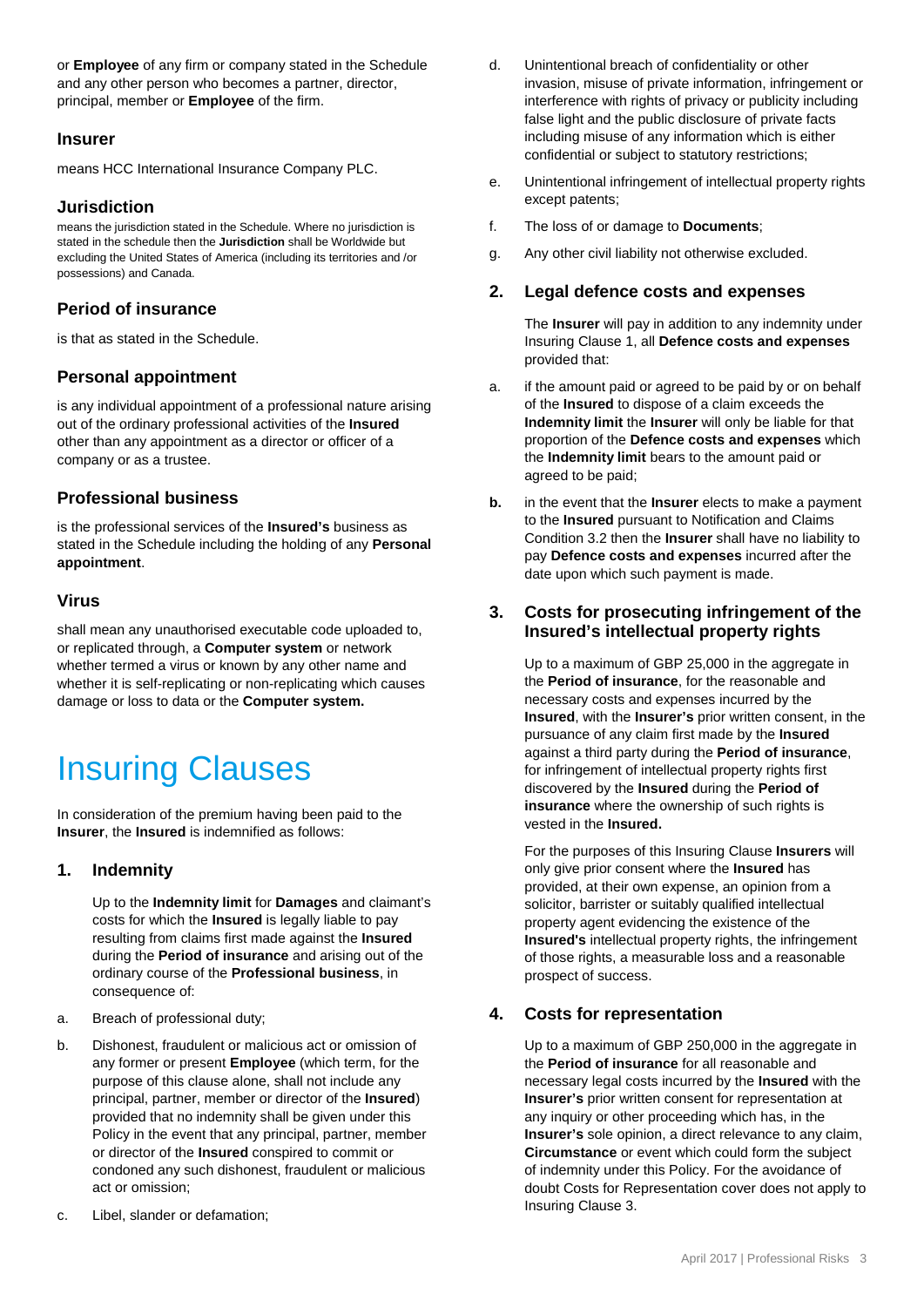or **Employee** of any firm or company stated in the Schedule and any other person who becomes a partner, director, principal, member or **Employee** of the firm.

### Insurer

means HCC International Insurance Company PLC.

### Jurisdiction

means the jurisdiction stated in the Schedule. Where no jurisdiction is stated in the schedule then the **Jurisdiction** shall be Worldwide but excluding the United States of America (including its territories and /or possessions) and Canada.

### Period of insurance

is that as stated in the Schedule.

### Personal appointment

is any individual appointment of a professional nature arising out of the ordinary professional activities of the **Insured** other than any appointment as a director or officer of a company or as a trustee.

### Professional business

is the professional services of the **Insured's** business as stated in the Schedule including the holding of any **Personal appointment**.

### Virus

shall mean any unauthorised executable code uploaded to, or replicated through, a **Computer system** or network whether termed a virus or known by any other name and whether it is self-replicating or non-replicating which causes damage or loss to data or the **Computer system.**

# Insuring Clauses

In consideration of the premium having been paid to the **Insurer**, the **Insured** is indemnified as follows:

## 1. Indemnity

Up to the **Indemnity limit** for **Damages** and claimant's costs for which the **Insured** is legally liable to pay resulting from claims first made against the **Insured** during the **Period of insurance** and arising out of the ordinary course of the **Professional business**, in consequence of:

a. Breach of professional duty;

b. Dishonest, fraudulent or malicious act or omission of any former or present **Employee** (which term, for the purpose of this clause alone, shall not include any principal, partner, member or director of the **Insured**) provided that no indemnity shall be given under this Policy in the event that any principal, partner, member or director of the **Insured** conspired to commit or condoned any such dishonest, fraudulent or malicious act or omission;

c. Libel, slander or defamation;

d. Unintentional breach of confidentiality or other invasion, misuse of private information, infringement or interference with rights of privacy or publicity including false light and the public disclosure of private facts including misuse of any information which is either confidential or subject to statutory restrictions;

e. Unintentional infringement of intellectual property rights except patents;

f. The loss of or damage to **Documents**;

g. Any other civil liability not otherwise excluded.

## 2. Legal defence costs and expenses

The **Insurer** will pay in addition to any indemnity under Insuring Clause 1, all **Defence costs and expenses** provided that:

a. if the amount paid or agreed to be paid by or on behalf of the **Insured** to dispose of a claim exceeds the **Indemnity limit** the **Insurer** will only be liable for that proportion of the **Defence costs and expenses** which the **Indemnity limit** bears to the amount paid or agreed to be paid;

**b.** in the event that the **Insurer** elects to make a payment to the **Insured** pursuant to Notification and Claims Condition 3.2 then the **Insurer** shall have no liability to pay **Defence costs and expenses** incurred after the date upon which such payment is made.

## 3. Costs for prosecuting infringement of the Insured's intellectual property rights

Up to a maximum of GBP 25,000 in the aggregate in the **Period of insurance**, for the reasonable and necessary costs and expenses incurred by the **Insured**, with the **Insurer's** prior written consent, in the pursuance of any claim first made by the **Insured** against a third party during the **Period of insurance**, for infringement of intellectual property rights first discovered by the **Insured** during the **Period of insurance** where the ownership of such rights is vested in the **Insured.**

For the purposes of this Insuring Clause **Insurers** will only give prior consent where the **Insured** has provided, at their own expense, an opinion from a solicitor, barrister or suitably qualified intellectual property agent evidencing the existence of the **Insured's** intellectual property rights, the infringement of those rights, a measurable loss and a reasonable prospect of success.

## 4. Costs for representation

Up to a maximum of GBP 250,000 in the aggregate in the **Period of insurance** for all reasonable and necessary legal costs incurred by the **Insured** with the **Insurer's** prior written consent for representation at any inquiry or other proceeding which has, in the **Insurer's** sole opinion, a direct relevance to any claim, **Circumstance** or event which could form the subject of indemnity under this Policy. For the avoidance of doubt Costs for Representation cover does not apply to Insuring Clause 3.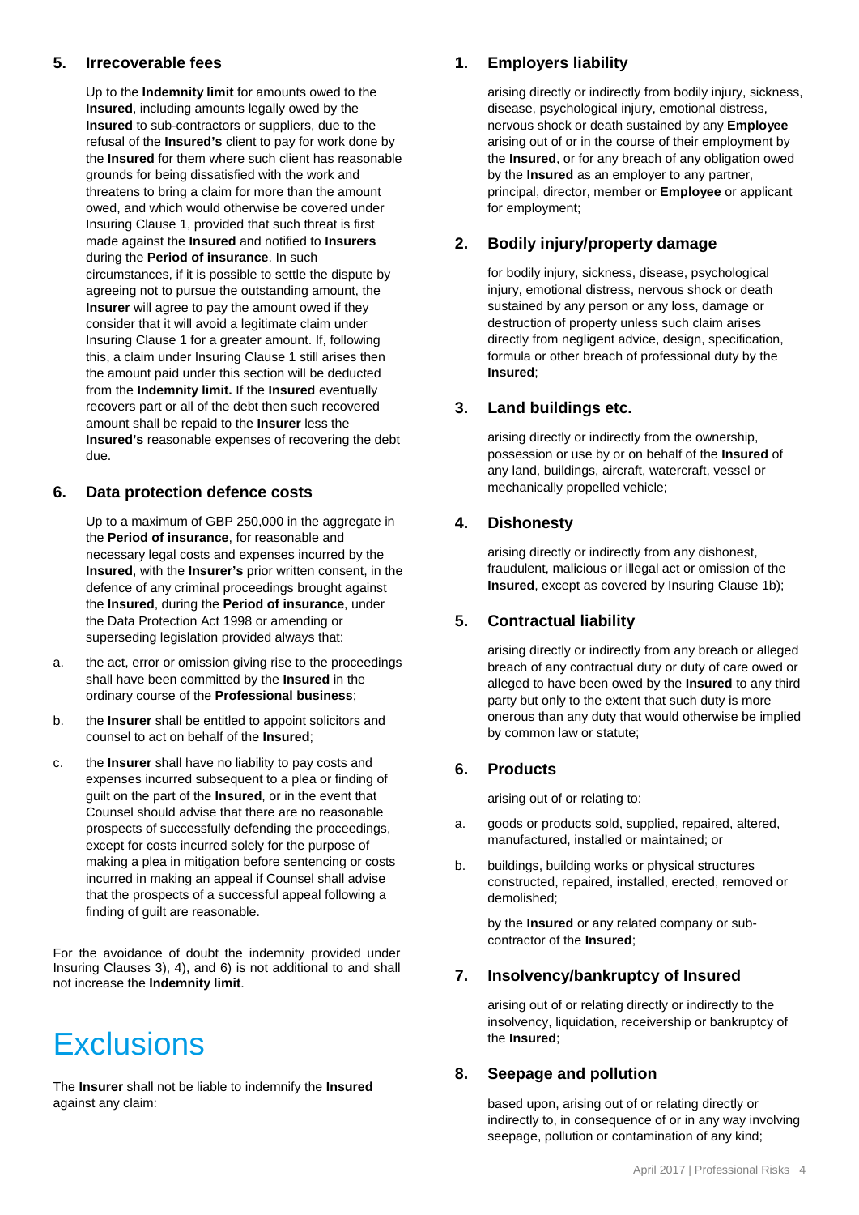### 5. Irrecoverable fees

Up to the **Indemnity limit** for amounts owed to the **Insured**, including amounts legally owed by the **Insured** to sub-contractors or suppliers, due to the refusal of the **Insured's** client to pay for work done by the **Insured** for them where such client has reasonable grounds for being dissatisfied with the work and threatens to bring a claim for more than the amount owed, and which would otherwise be covered under Insuring Clause 1, provided that such threat is first made against the **Insured** and notified to **Insurers** during the **Period of insurance**. In such circumstances, if it is possible to settle the dispute by agreeing not to pursue the outstanding amount, the **Insurer** will agree to pay the amount owed if they consider that it will avoid a legitimate claim under Insuring Clause 1 for a greater amount. If, following this, a claim under Insuring Clause 1 still arises then the amount paid under this section will be deducted from the **Indemnity limit.** If the **Insured** eventually recovers part or all of the debt then such recovered amount shall be repaid to the **Insurer** less the **Insured's** reasonable expenses of recovering the debt due.

### 6. Data protection defence costs

Up to a maximum of GBP 250,000 in the aggregate in the **Period of insurance**, for reasonable and necessary legal costs and expenses incurred by the **Insured**, with the **Insurer's** prior written consent, in the defence of any criminal proceedings brought against the **Insured**, during the **Period of insurance**, under the Data Protection Act 1998 or amending or superseding legislation provided always that:

a. the act, error or omission giving rise to the proceedings shall have been committed by the **Insured** in the ordinary course of the **Professional business**;

b. the **Insurer** shall be entitled to appoint solicitors and counsel to act on behalf of the **Insured**;

c. the **Insurer** shall have no liability to pay costs and expenses incurred subsequent to a plea or finding of guilt on the part of the **Insured**, or in the event that Counsel should advise that there are no reasonable prospects of successfully defending the proceedings, except for costs incurred solely for the purpose of making a plea in mitigation before sentencing or costs incurred in making an appeal if Counsel shall advise that the prospects of a successful appeal following a finding of guilt are reasonable.

For the avoidance of doubt the indemnity provided under Insuring Clauses 3), 4), and 6) is not additional to and shall not increase the **Indemnity limit**.

# Exclusions

The **Insurer** shall not be liable to indemnify the **Insured** against any claim:

### 1. Employers liability

arising directly or indirectly from bodily injury, sickness, disease, psychological injury, emotional distress, nervous shock or death sustained by any **Employee** arising out of or in the course of their employment by the **Insured**, or for any breach of any obligation owed by the **Insured** as an employer to any partner, principal, director, member or **Employee** or applicant for employment;

### 2. Bodily injury/property damage

for bodily injury, sickness, disease, psychological injury, emotional distress, nervous shock or death sustained by any person or any loss, damage or destruction of property unless such claim arises directly from negligent advice, design, specification, formula or other breach of professional duty by the **Insured**;

### 3. Land buildings etc.

arising directly or indirectly from the ownership, possession or use by or on behalf of the **Insured** of any land, buildings, aircraft, watercraft, vessel or mechanically propelled vehicle;

### 4. Dishonesty

arising directly or indirectly from any dishonest, fraudulent, malicious or illegal act or omission of the **Insured**, except as covered by Insuring Clause 1b);

### 5. Contractual liability

arising directly or indirectly from any breach or alleged breach of any contractual duty or duty of care owed or alleged to have been owed by the **Insured** to any third party but only to the extent that such duty is more onerous than any duty that would otherwise be implied by common law or statute;

### 6. Products

arising out of or relating to:

a. goods or products sold, supplied, repaired, altered, manufactured, installed or maintained; or

b. buildings, building works or physical structures constructed, repaired, installed, erected, removed or demolished;

by the **Insured** or any related company or sub-contractor of the **Insured**;

### 7. Insolvency/bankruptcy of Insured

arising out of or relating directly or indirectly to the insolvency, liquidation, receivership or bankruptcy of the **Insured**;

### 8. Seepage and pollution

based upon, arising out of or relating directly or indirectly to, in consequence of or in any way involving seepage, pollution or contamination of any kind;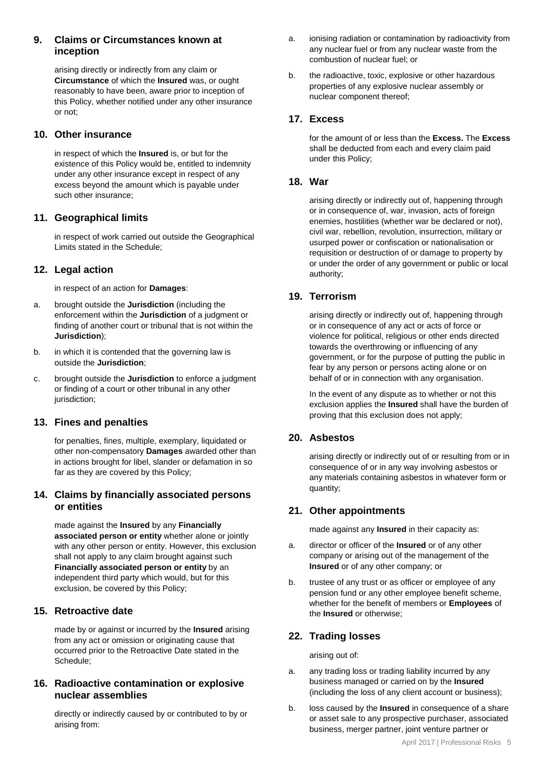## 9. Claims or Circumstances known at inception

arising directly or indirectly from any claim or **Circumstance** of which the **Insured** was, or ought reasonably to have been, aware prior to inception of this Policy, whether notified under any other insurance or not;

## 10. Other insurance

in respect of which the **Insured** is, or but for the existence of this Policy would be, entitled to indemnity under any other insurance except in respect of any excess beyond the amount which is payable under such other insurance;

## 11. Geographical limits

in respect of work carried out outside the Geographical Limits stated in the Schedule;

## 12. Legal action

in respect of an action for **Damages**:

a. brought outside the **Jurisdiction** (including the enforcement within the **Jurisdiction** of a judgment or finding of another court or tribunal that is not within the **Jurisdiction**);

b. in which it is contended that the governing law is outside the **Jurisdiction**;

c. brought outside the **Jurisdiction** to enforce a judgment or finding of a court or other tribunal in any other jurisdiction;

## 13. Fines and penalties

for penalties, fines, multiple, exemplary, liquidated or other non-compensatory **Damages** awarded other than in actions brought for libel, slander or defamation in so far as they are covered by this Policy;

## 14. Claims by financially associated persons or entities

made against the **Insured** by any **Financially associated person or entity** whether alone or jointly with any other person or entity. However, this exclusion shall not apply to any claim brought against such **Financially associated person or entity** by an independent third party which would, but for this exclusion, be covered by this Policy;

## 15. Retroactive date

made by or against or incurred by the **Insured** arising from any act or omission or originating cause that occurred prior to the Retroactive Date stated in the Schedule;

## 16. Radioactive contamination or explosive nuclear assemblies

directly or indirectly caused by or contributed to by or arising from:

a. ionising radiation or contamination by radioactivity from any nuclear fuel or from any nuclear waste from the combustion of nuclear fuel; or

b. the radioactive, toxic, explosive or other hazardous properties of any explosive nuclear assembly or nuclear component thereof;

## 17. Excess

for the amount of or less than the **Excess.** The **Excess** shall be deducted from each and every claim paid under this Policy;

## 18. War

arising directly or indirectly out of, happening through or in consequence of, war, invasion, acts of foreign enemies, hostilities (whether war be declared or not), civil war, rebellion, revolution, insurrection, military or usurped power or confiscation or nationalisation or requisition or destruction of or damage to property by or under the order of any government or public or local authority;

## 19. Terrorism

arising directly or indirectly out of, happening through or in consequence of any act or acts of force or violence for political, religious or other ends directed towards the overthrowing or influencing of any government, or for the purpose of putting the public in fear by any person or persons acting alone or on behalf of or in connection with any organisation.

In the event of any dispute as to whether or not this exclusion applies the **Insured** shall have the burden of proving that this exclusion does not apply;

## 20. Asbestos

arising directly or indirectly out of or resulting from or in consequence of or in any way involving asbestos or any materials containing asbestos in whatever form or quantity;

## 21. Other appointments

made against any **Insured** in their capacity as:

a. director or officer of the **Insured** or of any other company or arising out of the management of the **Insured** or of any other company; or

b. trustee of any trust or as officer or employee of any pension fund or any other employee benefit scheme, whether for the benefit of members or **Employees** of the **Insured** or otherwise;

## 22. Trading losses

arising out of:

a. any trading loss or trading liability incurred by any business managed or carried on by the **Insured** (including the loss of any client account or business);

b. loss caused by the **Insured** in consequence of a share or asset sale to any prospective purchaser, associated business, merger partner, joint venture partner or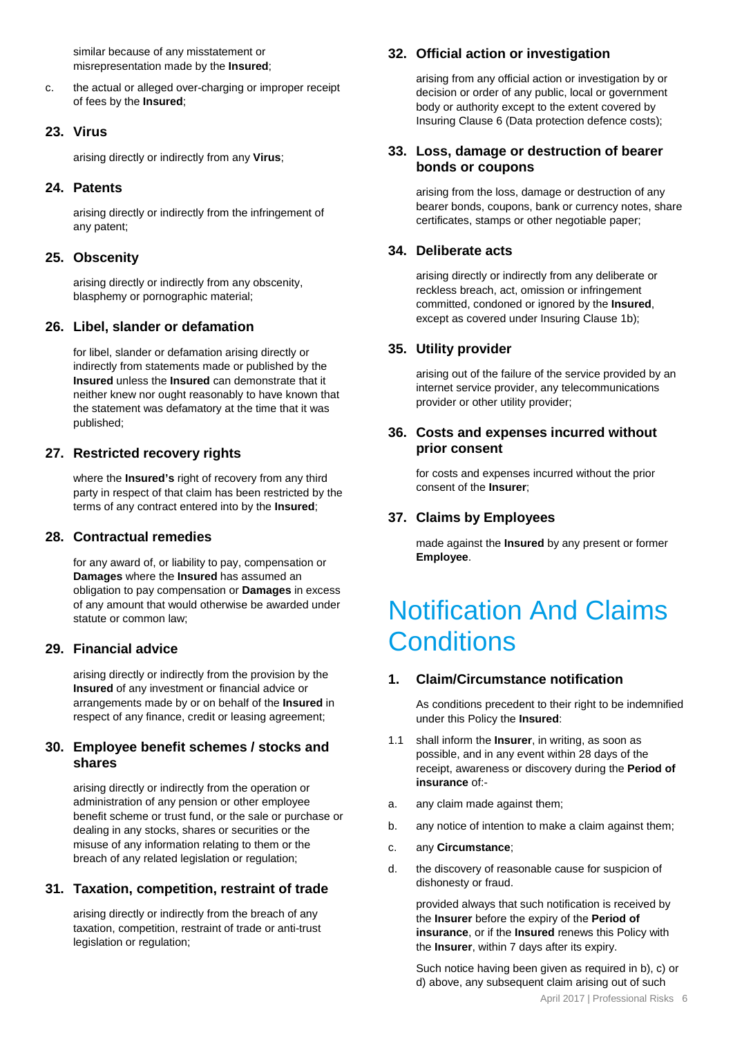similar because of any misstatement or misrepresentation made by the **Insured**;

c. the actual or alleged over-charging or improper receipt of fees by the **Insured**;

### 23. Virus

arising directly or indirectly from any **Virus**;

### 24. Patents

arising directly or indirectly from the infringement of any patent;

### 25. Obscenity

arising directly or indirectly from any obscenity, blasphemy or pornographic material;

### 26. Libel, slander or defamation

for libel, slander or defamation arising directly or indirectly from statements made or published by the **Insured** unless the **Insured** can demonstrate that it neither knew nor ought reasonably to have known that the statement was defamatory at the time that it was published;

### 27. Restricted recovery rights

where the **Insured's** right of recovery from any third party in respect of that claim has been restricted by the terms of any contract entered into by the **Insured**;

### 28. Contractual remedies

for any award of, or liability to pay, compensation or **Damages** where the **Insured** has assumed an obligation to pay compensation or **Damages** in excess of any amount that would otherwise be awarded under statute or common law;

### 29. Financial advice

arising directly or indirectly from the provision by the **Insured** of any investment or financial advice or arrangements made by or on behalf of the **Insured** in respect of any finance, credit or leasing agreement;

### 30. Employee benefit schemes / stocks and shares

arising directly or indirectly from the operation or administration of any pension or other employee benefit scheme or trust fund, or the sale or purchase or dealing in any stocks, shares or securities or the misuse of any information relating to them or the breach of any related legislation or regulation;

### 31. Taxation, competition, restraint of trade

arising directly or indirectly from the breach of any taxation, competition, restraint of trade or anti-trust legislation or regulation;

### 32. Official action or investigation

arising from any official action or investigation by or decision or order of any public, local or government body or authority except to the extent covered by Insuring Clause 6 (Data protection defence costs);

### 33. Loss, damage or destruction of bearer bonds or coupons

arising from the loss, damage or destruction of any bearer bonds, coupons, bank or currency notes, share certificates, stamps or other negotiable paper;

### 34. Deliberate acts

arising directly or indirectly from any deliberate or reckless breach, act, omission or infringement committed, condoned or ignored by the **Insured**, except as covered under Insuring Clause 1b);

### 35. Utility provider

arising out of the failure of the service provided by an internet service provider, any telecommunications provider or other utility provider;

### 36. Costs and expenses incurred without prior consent

for costs and expenses incurred without the prior consent of the **Insurer**;

### 37. Claims by Employees

made against the **Insured** by any present or former **Employee**.

# Notification And Claims Conditions

### 1. Claim/Circumstance notification

As conditions precedent to their right to be indemnified under this Policy the **Insured**:

1.1 shall inform the **Insurer**, in writing, as soon as possible, and in any event within 28 days of the receipt, awareness or discovery during the **Period of insurance** of:-

a. any claim made against them;

b. any notice of intention to make a claim against them;

c. any **Circumstance**;

d. the discovery of reasonable cause for suspicion of dishonesty or fraud.

provided always that such notification is received by the **Insurer** before the expiry of the **Period of insurance**, or if the **Insured** renews this Policy with the **Insurer**, within 7 days after its expiry.

Such notice having been given as required in b), c) or d) above, any subsequent claim arising out of such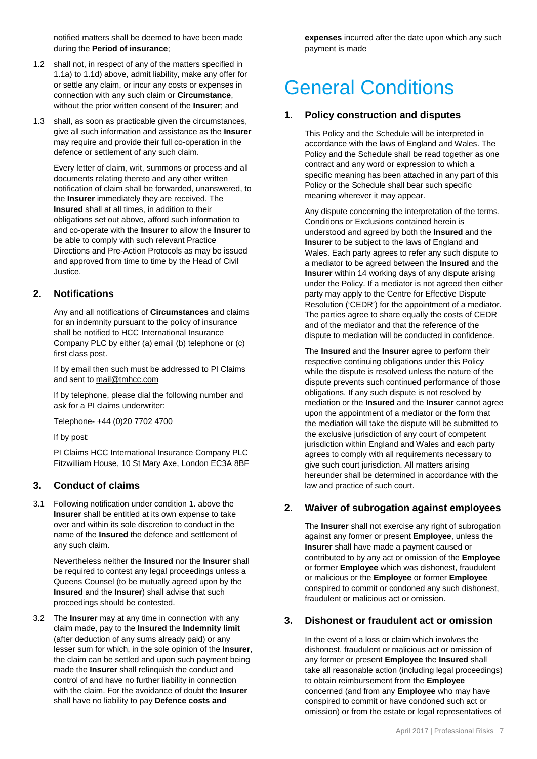notified matters shall be deemed to have been made during the **Period of insurance**;

1.2 shall not, in respect of any of the matters specified in 1.1a) to 1.1d) above, admit liability, make any offer for or settle any claim, or incur any costs or expenses in connection with any such claim or **Circumstance**, without the prior written consent of the **Insurer**; and

1.3 shall, as soon as practicable given the circumstances, give all such information and assistance as the **Insurer** may require and provide their full co-operation in the defence or settlement of any such claim.

Every letter of claim, writ, summons or process and all documents relating thereto and any other written notification of claim shall be forwarded, unanswered, to the **Insurer** immediately they are received. The **Insured** shall at all times, in addition to their obligations set out above, afford such information to and co-operate with the **Insurer** to allow the **Insurer** to be able to comply with such relevant Practice Directions and Pre-Action Protocols as may be issued and approved from time to time by the Head of Civil Justice.

### 2. Notifications

Any and all notifications of **Circumstances** and claims for an indemnity pursuant to the policy of insurance shall be notified to HCC International Insurance Company PLC by either (a) email (b) telephone or (c) first class post.

If by email then such must be addressed to PI Claims and sent to mail@tmhcc.com

If by telephone, please dial the following number and ask for a PI claims underwriter:

Telephone- +44 (0)20 7702 4700

If by post:

PI Claims HCC International Insurance Company PLC Fitzwilliam House, 10 St Mary Axe, London EC3A 8BF

### 3. Conduct of claims

3.1 Following notification under condition 1. above the **Insurer** shall be entitled at its own expense to take over and within its sole discretion to conduct in the name of the **Insured** the defence and settlement of any such claim.

Nevertheless neither the **Insured** nor the **Insurer** shall be required to contest any legal proceedings unless a Queens Counsel (to be mutually agreed upon by the **Insured** and the **Insurer**) shall advise that such proceedings should be contested.

3.2 The **Insurer** may at any time in connection with any claim made, pay to the **Insured** the **Indemnity limit** (after deduction of any sums already paid) or any lesser sum for which, in the sole opinion of the **Insurer**, the claim can be settled and upon such payment being made the **Insurer** shall relinquish the conduct and control of and have no further liability in connection with the claim. For the avoidance of doubt the **Insurer** shall have no liability to pay **Defence costs and expenses** incurred after the date upon which any such payment is made

# General Conditions

### 1. Policy construction and disputes

This Policy and the Schedule will be interpreted in accordance with the laws of England and Wales. The Policy and the Schedule shall be read together as one contract and any word or expression to which a specific meaning has been attached in any part of this Policy or the Schedule shall bear such specific meaning wherever it may appear.

Any dispute concerning the interpretation of the terms, Conditions or Exclusions contained herein is understood and agreed by both the **Insured** and the **Insurer** to be subject to the laws of England and Wales. Each party agrees to refer any such dispute to a mediator to be agreed between the **Insured** and the **Insurer** within 14 working days of any dispute arising under the Policy. If a mediator is not agreed then either party may apply to the Centre for Effective Dispute Resolution ('CEDR') for the appointment of a mediator. The parties agree to share equally the costs of CEDR and of the mediator and that the reference of the dispute to mediation will be conducted in confidence.

The **Insured** and the **Insurer** agree to perform their respective continuing obligations under this Policy while the dispute is resolved unless the nature of the dispute prevents such continued performance of those obligations. If any such dispute is not resolved by mediation or the **Insured** and the **Insurer** cannot agree upon the appointment of a mediator or the form that the mediation will take the dispute will be submitted to the exclusive jurisdiction of any court of competent jurisdiction within England and Wales and each party agrees to comply with all requirements necessary to give such court jurisdiction. All matters arising hereunder shall be determined in accordance with the law and practice of such court.

### 2. Waiver of subrogation against employees

The **Insurer** shall not exercise any right of subrogation against any former or present **Employee**, unless the **Insurer** shall have made a payment caused or contributed to by any act or omission of the **Employee** or former **Employee** which was dishonest, fraudulent or malicious or the **Employee** or former **Employee** conspired to commit or condoned any such dishonest, fraudulent or malicious act or omission.

### 3. Dishonest or fraudulent act or omission

In the event of a loss or claim which involves the dishonest, fraudulent or malicious act or omission of any former or present **Employee** the **Insured** shall take all reasonable action (including legal proceedings) to obtain reimbursement from the **Employee** concerned (and from any **Employee** who may have conspired to commit or have condoned such act or omission) or from the estate or legal representatives of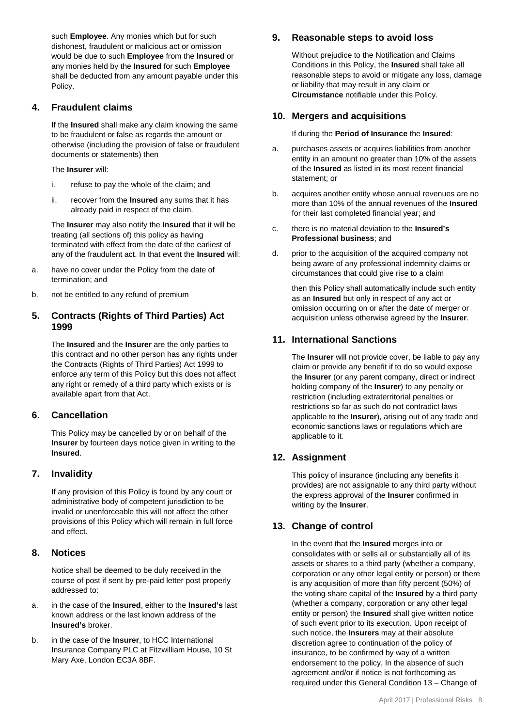such **Employee**. Any monies which but for such dishonest, fraudulent or malicious act or omission would be due to such **Employee** from the **Insured** or any monies held by the **Insured** for such **Employee** shall be deducted from any amount payable under this Policy.

## 4. Fraudulent claims

If the **Insured** shall make any claim knowing the same to be fraudulent or false as regards the amount or otherwise (including the provision of false or fraudulent documents or statements) then

The **Insurer** will:

i. refuse to pay the whole of the claim; and

ii. recover from the **Insured** any sums that it has already paid in respect of the claim.

The **Insurer** may also notify the **Insured** that it will be treating (all sections of) this policy as having terminated with effect from the date of the earliest of any of the fraudulent act. In that event the **Insured** will:

a. have no cover under the Policy from the date of termination; and

b. not be entitled to any refund of premium

## 5. Contracts (Rights of Third Parties) Act 1999

The **Insured** and the **Insurer** are the only parties to this contract and no other person has any rights under the Contracts (Rights of Third Parties) Act 1999 to enforce any term of this Policy but this does not affect any right or remedy of a third party which exists or is available apart from that Act.

## 6. Cancellation

This Policy may be cancelled by or on behalf of the **Insurer** by fourteen days notice given in writing to the **Insured**.

## 7. Invalidity

If any provision of this Policy is found by any court or administrative body of competent jurisdiction to be invalid or unenforceable this will not affect the other provisions of this Policy which will remain in full force and effect.

## 8. Notices

Notice shall be deemed to be duly received in the course of post if sent by pre-paid letter post properly addressed to:

a. in the case of the **Insured**, either to the **Insured's** last known address or the last known address of the **Insured's** broker.

b. in the case of the **Insurer**, to HCC International Insurance Company PLC at Fitzwilliam House, 10 St Mary Axe, London EC3A 8BF.

## 9. Reasonable steps to avoid loss

Without prejudice to the Notification and Claims Conditions in this Policy, the **Insured** shall take all reasonable steps to avoid or mitigate any loss, damage or liability that may result in any claim or **Circumstance** notifiable under this Policy.

## 10. Mergers and acquisitions

If during the **Period of Insurance** the **Insured**:

a. purchases assets or acquires liabilities from another entity in an amount no greater than 10% of the assets of the **Insured** as listed in its most recent financial statement; or

b. acquires another entity whose annual revenues are no more than 10% of the annual revenues of the **Insured** for their last completed financial year; and

c. there is no material deviation to the **Insured's Professional business**; and

d. prior to the acquisition of the acquired company not being aware of any professional indemnity claims or circumstances that could give rise to a claim

then this Policy shall automatically include such entity as an **Insured** but only in respect of any act or omission occurring on or after the date of merger or acquisition unless otherwise agreed by the **Insurer**.

## 11. International Sanctions

The **Insurer** will not provide cover, be liable to pay any claim or provide any benefit if to do so would expose the **Insurer** (or any parent company, direct or indirect holding company of the **Insurer**) to any penalty or restriction (including extraterritorial penalties or restrictions so far as such do not contradict laws applicable to the **Insurer**), arising out of any trade and economic sanctions laws or regulations which are applicable to it.

## 12. Assignment

This policy of insurance (including any benefits it provides) are not assignable to any third party without the express approval of the **Insurer** confirmed in writing by the **Insurer**.

## 13. Change of control

In the event that the **Insured** merges into or consolidates with or sells all or substantially all of its assets or shares to a third party (whether a company, corporation or any other legal entity or person) or there is any acquisition of more than fifty percent (50%) of the voting share capital of the **Insured** by a third party (whether a company, corporation or any other legal entity or person) the **Insured** shall give written notice of such event prior to its execution. Upon receipt of such notice, the **Insurers** may at their absolute discretion agree to continuation of the policy of insurance, to be confirmed by way of a written endorsement to the policy. In the absence of such agreement and/or if notice is not forthcoming as required under this General Condition 13 – Change of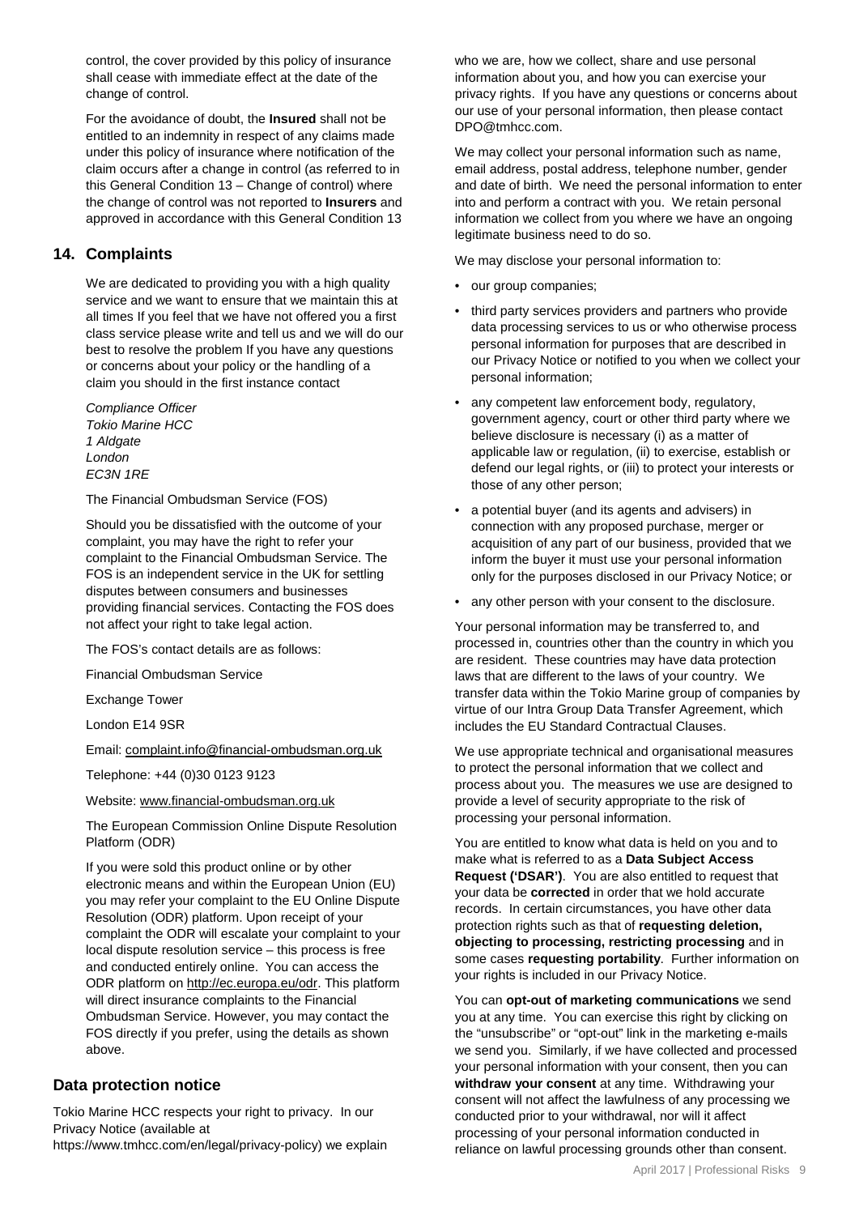control, the cover provided by this policy of insurance shall cease with immediate effect at the date of the change of control.

For the avoidance of doubt, the **Insured** shall not be entitled to an indemnity in respect of any claims made under this policy of insurance where notification of the claim occurs after a change in control (as referred to in this General Condition 13 – Change of control) where the change of control was not reported to **Insurers** and approved in accordance with this General Condition 13

## 14. Complaints

We are dedicated to providing you with a high quality service and we want to ensure that we maintain this at all times If you feel that we have not offered you a first class service please write and tell us and we will do our best to resolve the problem If you have any questions or concerns about your policy or the handling of a claim you should in the first instance contact

*Compliance Officer*
*Tokio Marine HCC*
*1 Aldgate*
*London*
*EC3N 1RE*

The Financial Ombudsman Service (FOS)

Should you be dissatisfied with the outcome of your complaint, you may have the right to refer your complaint to the Financial Ombudsman Service. The FOS is an independent service in the UK for settling disputes between consumers and businesses providing financial services. Contacting the FOS does not affect your right to take legal action.

The FOS's contact details are as follows:

Financial Ombudsman Service

Exchange Tower

London E14 9SR

Email: complaint.info@financial-ombudsman.org.uk

Telephone: +44 (0)30 0123 9123

Website: www.financial-ombudsman.org.uk

The European Commission Online Dispute Resolution Platform (ODR)

If you were sold this product online or by other electronic means and within the European Union (EU) you may refer your complaint to the EU Online Dispute Resolution (ODR) platform. Upon receipt of your complaint the ODR will escalate your complaint to your local dispute resolution service – this process is free and conducted entirely online. You can access the ODR platform on http://ec.europa.eu/odr. This platform will direct insurance complaints to the Financial Ombudsman Service. However, you may contact the FOS directly if you prefer, using the details as shown above.

## Data protection notice

Tokio Marine HCC respects your right to privacy. In our Privacy Notice (available at https://www.tmhcc.com/en/legal/privacy-policy) we explain who we are, how we collect, share and use personal information about you, and how you can exercise your privacy rights. If you have any questions or concerns about our use of your personal information, then please contact DPO@tmhcc.com.

We may collect your personal information such as name, email address, postal address, telephone number, gender and date of birth. We need the personal information to enter into and perform a contract with you. We retain personal information we collect from you where we have an ongoing legitimate business need to do so.

We may disclose your personal information to:

- our group companies;
- third party services providers and partners who provide data processing services to us or who otherwise process personal information for purposes that are described in our Privacy Notice or notified to you when we collect your personal information;
- any competent law enforcement body, regulatory, government agency, court or other third party where we believe disclosure is necessary (i) as a matter of applicable law or regulation, (ii) to exercise, establish or defend our legal rights, or (iii) to protect your interests or those of any other person;
- a potential buyer (and its agents and advisers) in connection with any proposed purchase, merger or acquisition of any part of our business, provided that we inform the buyer it must use your personal information only for the purposes disclosed in our Privacy Notice; or
- any other person with your consent to the disclosure.

Your personal information may be transferred to, and processed in, countries other than the country in which you are resident. These countries may have data protection laws that are different to the laws of your country. We transfer data within the Tokio Marine group of companies by virtue of our Intra Group Data Transfer Agreement, which includes the EU Standard Contractual Clauses.

We use appropriate technical and organisational measures to protect the personal information that we collect and process about you. The measures we use are designed to provide a level of security appropriate to the risk of processing your personal information.

You are entitled to know what data is held on you and to make what is referred to as a **Data Subject Access Request ('DSAR')**. You are also entitled to request that your data be **corrected** in order that we hold accurate records. In certain circumstances, you have other data protection rights such as that of **requesting deletion, objecting to processing, restricting processing** and in some cases **requesting portability**. Further information on your rights is included in our Privacy Notice.

You can **opt-out of marketing communications** we send you at any time. You can exercise this right by clicking on the "unsubscribe" or "opt-out" link in the marketing e-mails we send you. Similarly, if we have collected and processed your personal information with your consent, then you can **withdraw your consent** at any time. Withdrawing your consent will not affect the lawfulness of any processing we conducted prior to your withdrawal, nor will it affect processing of your personal information conducted in reliance on lawful processing grounds other than consent.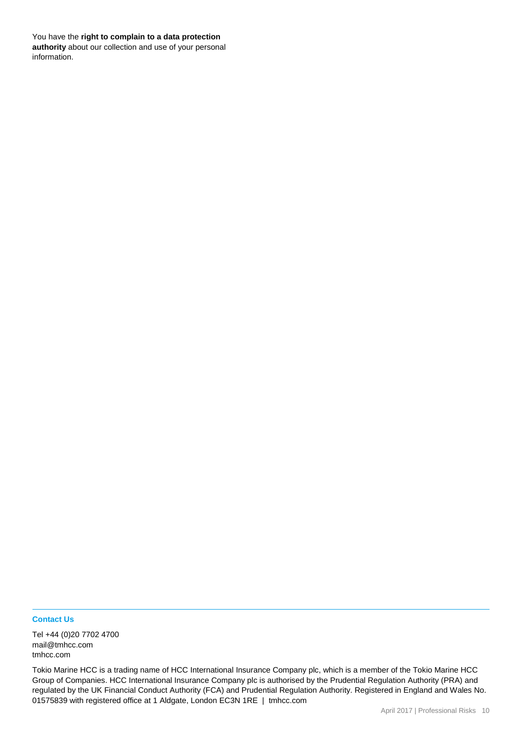You have the **right to complain to a data protection authority** about our collection and use of your personal information.

---

**Contact Us**

Tel +44 (0)20 7702 4700
mail@tmhcc.com
tmhcc.com

Tokio Marine HCC is a trading name of HCC International Insurance Company plc, which is a member of the Tokio Marine HCC Group of Companies. HCC International Insurance Company plc is authorised by the Prudential Regulation Authority (PRA) and regulated by the UK Financial Conduct Authority (FCA) and Prudential Regulation Authority. Registered in England and Wales No. 01575839 with registered office at 1 Aldgate, London EC3N 1RE | tmhcc.com